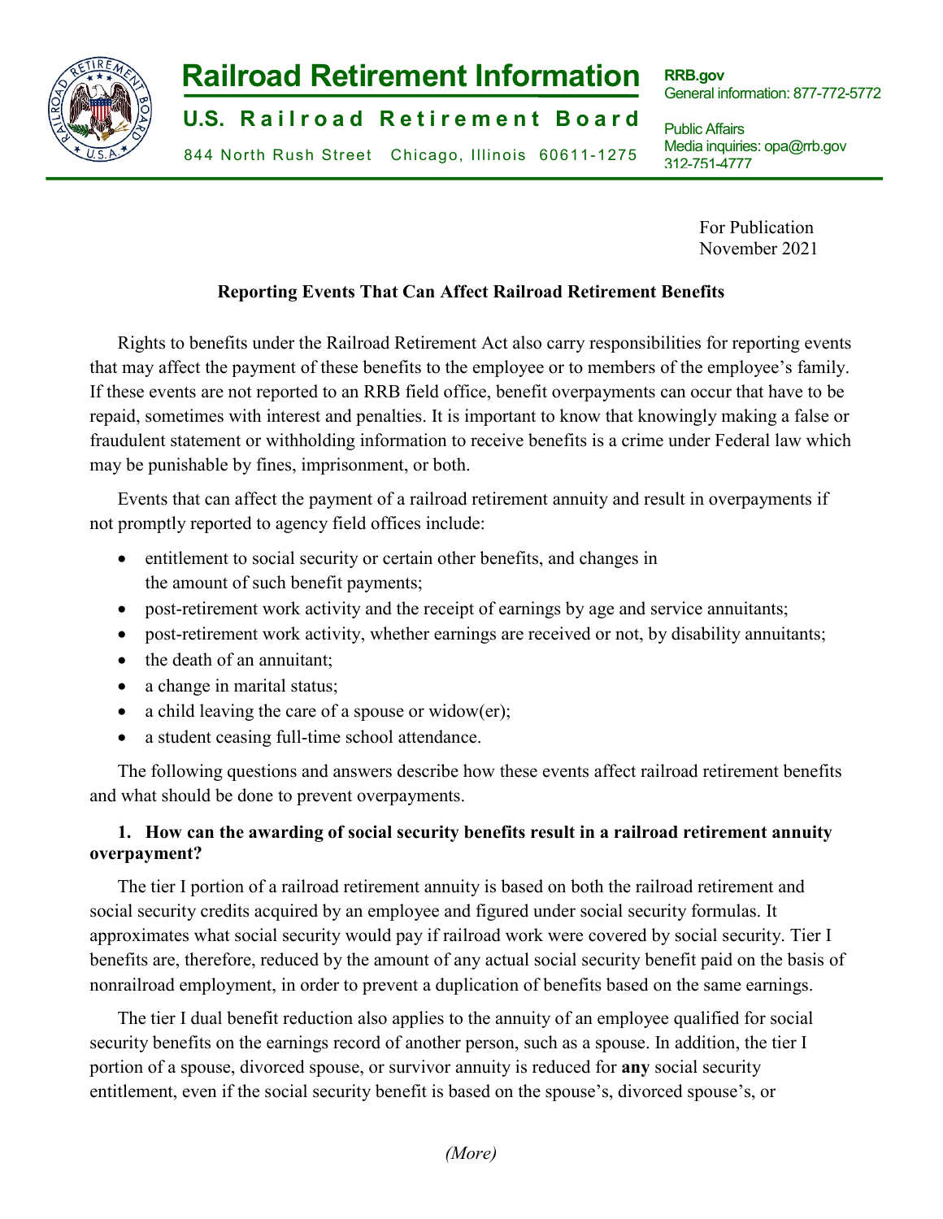# Railroad Retirement Information

**U.S. Railroad Retirement Board**

844 North Rush Street Chicago, Illinois 60611-1275

**RRB.gov**
General information: 877-772-5772

Public Affairs
Media inquiries: opa@rrb.gov
312-751-4777

For Publication
November 2021

## Reporting Events That Can Affect Railroad Retirement Benefits

Rights to benefits under the Railroad Retirement Act also carry responsibilities for reporting events that may affect the payment of these benefits to the employee or to members of the employee's family. If these events are not reported to an RRB field office, benefit overpayments can occur that have to be repaid, sometimes with interest and penalties. It is important to know that knowingly making a false or fraudulent statement or withholding information to receive benefits is a crime under Federal law which may be punishable by fines, imprisonment, or both.

Events that can affect the payment of a railroad retirement annuity and result in overpayments if not promptly reported to agency field offices include:

- entitlement to social security or certain other benefits, and changes in the amount of such benefit payments;
- post-retirement work activity and the receipt of earnings by age and service annuitants;
- post-retirement work activity, whether earnings are received or not, by disability annuitants;
- the death of an annuitant;
- a change in marital status;
- a child leaving the care of a spouse or widow(er);
- a student ceasing full-time school attendance.

The following questions and answers describe how these events affect railroad retirement benefits and what should be done to prevent overpayments.

### 1. How can the awarding of social security benefits result in a railroad retirement annuity overpayment?

The tier I portion of a railroad retirement annuity is based on both the railroad retirement and social security credits acquired by an employee and figured under social security formulas. It approximates what social security would pay if railroad work were covered by social security. Tier I benefits are, therefore, reduced by the amount of any actual social security benefit paid on the basis of nonrailroad employment, in order to prevent a duplication of benefits based on the same earnings.

The tier I dual benefit reduction also applies to the annuity of an employee qualified for social security benefits on the earnings record of another person, such as a spouse. In addition, the tier I portion of a spouse, divorced spouse, or survivor annuity is reduced for **any** social security entitlement, even if the social security benefit is based on the spouse's, divorced spouse's, or

*(More)*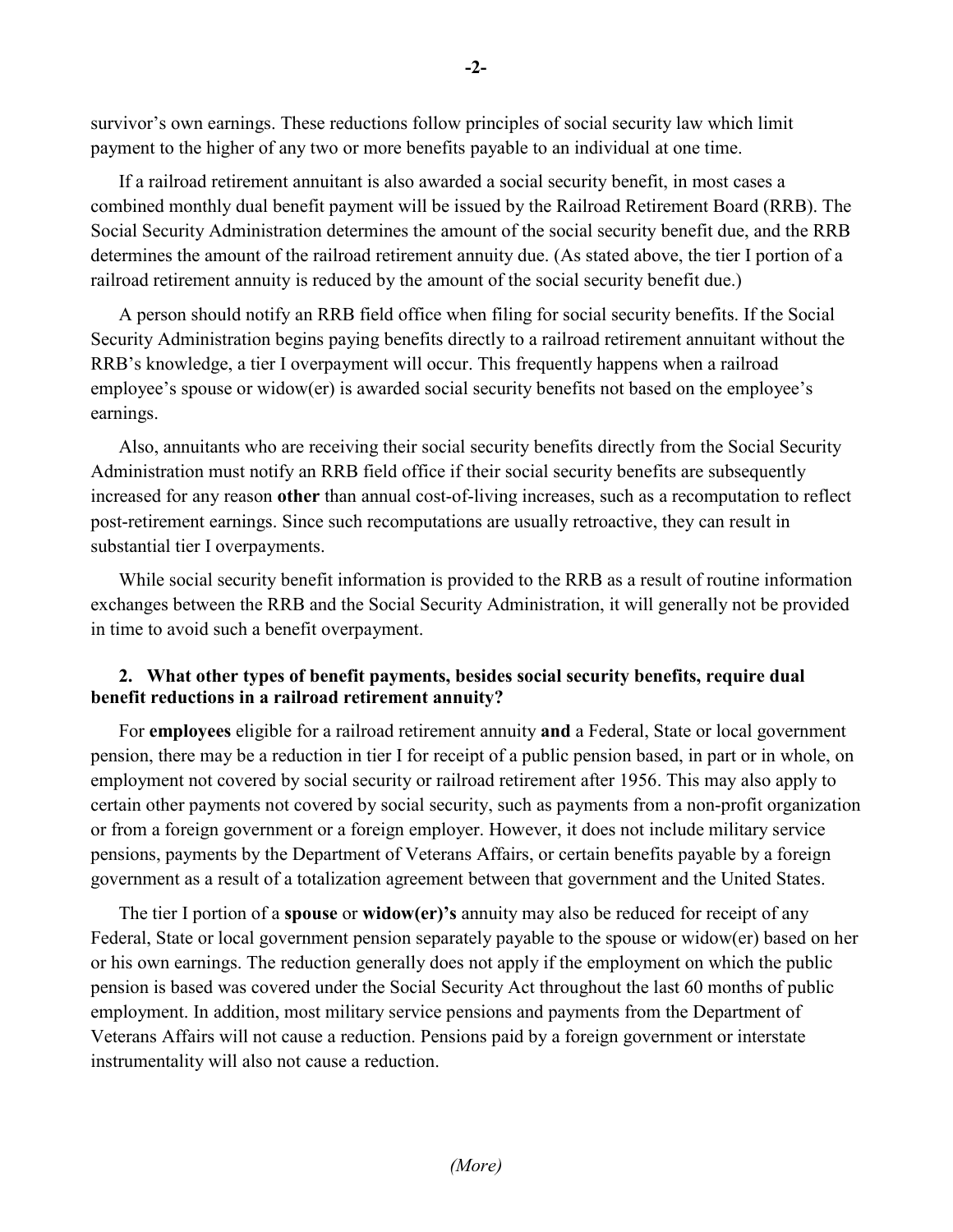survivor's own earnings. These reductions follow principles of social security law which limit payment to the higher of any two or more benefits payable to an individual at one time.

If a railroad retirement annuitant is also awarded a social security benefit, in most cases a combined monthly dual benefit payment will be issued by the Railroad Retirement Board (RRB). The Social Security Administration determines the amount of the social security benefit due, and the RRB determines the amount of the railroad retirement annuity due. (As stated above, the tier I portion of a railroad retirement annuity is reduced by the amount of the social security benefit due.)

A person should notify an RRB field office when filing for social security benefits. If the Social Security Administration begins paying benefits directly to a railroad retirement annuitant without the RRB's knowledge, a tier I overpayment will occur. This frequently happens when a railroad employee's spouse or widow(er) is awarded social security benefits not based on the employee's earnings.

Also, annuitants who are receiving their social security benefits directly from the Social Security Administration must notify an RRB field office if their social security benefits are subsequently increased for any reason **other** than annual cost-of-living increases, such as a recomputation to reflect post-retirement earnings. Since such recomputations are usually retroactive, they can result in substantial tier I overpayments.

While social security benefit information is provided to the RRB as a result of routine information exchanges between the RRB and the Social Security Administration, it will generally not be provided in time to avoid such a benefit overpayment.

**2. What other types of benefit payments, besides social security benefits, require dual benefit reductions in a railroad retirement annuity?**

For **employees** eligible for a railroad retirement annuity **and** a Federal, State or local government pension, there may be a reduction in tier I for receipt of a public pension based, in part or in whole, on employment not covered by social security or railroad retirement after 1956. This may also apply to certain other payments not covered by social security, such as payments from a non-profit organization or from a foreign government or a foreign employer. However, it does not include military service pensions, payments by the Department of Veterans Affairs, or certain benefits payable by a foreign government as a result of a totalization agreement between that government and the United States.

The tier I portion of a **spouse** or **widow(er)'s** annuity may also be reduced for receipt of any Federal, State or local government pension separately payable to the spouse or widow(er) based on her or his own earnings. The reduction generally does not apply if the employment on which the public pension is based was covered under the Social Security Act throughout the last 60 months of public employment. In addition, most military service pensions and payments from the Department of Veterans Affairs will not cause a reduction. Pensions paid by a foreign government or interstate instrumentality will also not cause a reduction.

*(More)*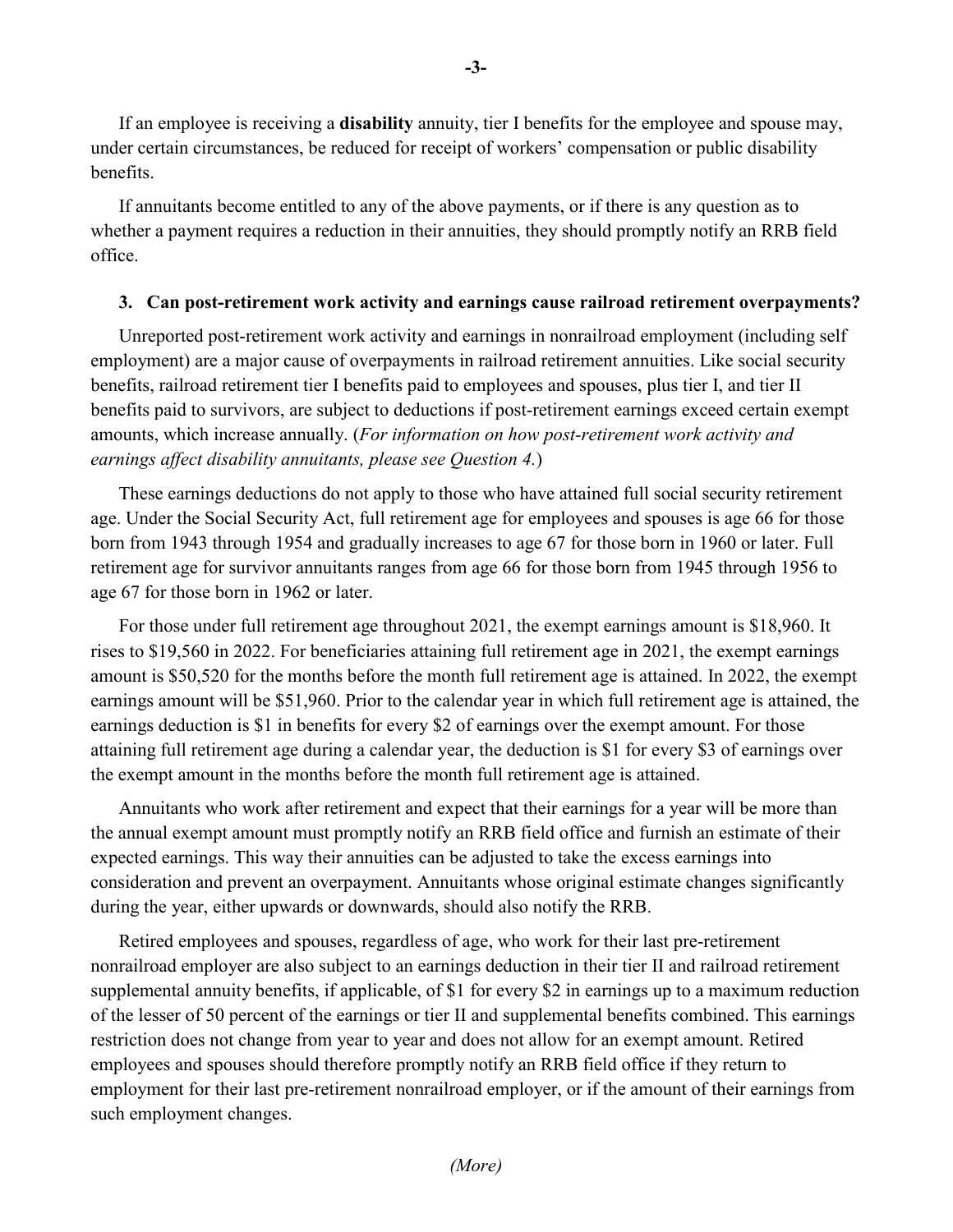If an employee is receiving a **disability** annuity, tier I benefits for the employee and spouse may, under certain circumstances, be reduced for receipt of workers' compensation or public disability benefits.

If annuitants become entitled to any of the above payments, or if there is any question as to whether a payment requires a reduction in their annuities, they should promptly notify an RRB field office.

**3. Can post-retirement work activity and earnings cause railroad retirement overpayments?**

Unreported post-retirement work activity and earnings in nonrailroad employment (including self employment) are a major cause of overpayments in railroad retirement annuities. Like social security benefits, railroad retirement tier I benefits paid to employees and spouses, plus tier I, and tier II benefits paid to survivors, are subject to deductions if post-retirement earnings exceed certain exempt amounts, which increase annually. (*For information on how post-retirement work activity and earnings affect disability annuitants, please see Question 4.*)

These earnings deductions do not apply to those who have attained full social security retirement age. Under the Social Security Act, full retirement age for employees and spouses is age 66 for those born from 1943 through 1954 and gradually increases to age 67 for those born in 1960 or later. Full retirement age for survivor annuitants ranges from age 66 for those born from 1945 through 1956 to age 67 for those born in 1962 or later.

For those under full retirement age throughout 2021, the exempt earnings amount is $18,960. It rises to $19,560 in 2022. For beneficiaries attaining full retirement age in 2021, the exempt earnings amount is $50,520 for the months before the month full retirement age is attained. In 2022, the exempt earnings amount will be $51,960. Prior to the calendar year in which full retirement age is attained, the earnings deduction is $1 in benefits for every $2 of earnings over the exempt amount. For those attaining full retirement age during a calendar year, the deduction is $1 for every $3 of earnings over the exempt amount in the months before the month full retirement age is attained.

Annuitants who work after retirement and expect that their earnings for a year will be more than the annual exempt amount must promptly notify an RRB field office and furnish an estimate of their expected earnings. This way their annuities can be adjusted to take the excess earnings into consideration and prevent an overpayment. Annuitants whose original estimate changes significantly during the year, either upwards or downwards, should also notify the RRB.

Retired employees and spouses, regardless of age, who work for their last pre-retirement nonrailroad employer are also subject to an earnings deduction in their tier II and railroad retirement supplemental annuity benefits, if applicable, of $1 for every $2 in earnings up to a maximum reduction of the lesser of 50 percent of the earnings or tier II and supplemental benefits combined. This earnings restriction does not change from year to year and does not allow for an exempt amount. Retired employees and spouses should therefore promptly notify an RRB field office if they return to employment for their last pre-retirement nonrailroad employer, or if the amount of their earnings from such employment changes.

*(More)*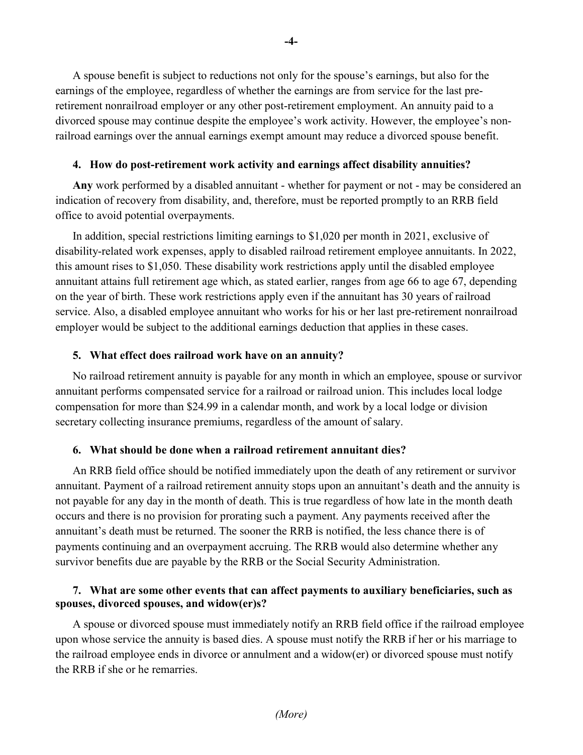A spouse benefit is subject to reductions not only for the spouse's earnings, but also for the earnings of the employee, regardless of whether the earnings are from service for the last pre-retirement nonrailroad employer or any other post-retirement employment. An annuity paid to a divorced spouse may continue despite the employee's work activity. However, the employee's non-railroad earnings over the annual earnings exempt amount may reduce a divorced spouse benefit.

**4. How do post-retirement work activity and earnings affect disability annuities?**

**Any** work performed by a disabled annuitant - whether for payment or not - may be considered an indication of recovery from disability, and, therefore, must be reported promptly to an RRB field office to avoid potential overpayments.

In addition, special restrictions limiting earnings to $1,020 per month in 2021, exclusive of disability-related work expenses, apply to disabled railroad retirement employee annuitants. In 2022, this amount rises to $1,050. These disability work restrictions apply until the disabled employee annuitant attains full retirement age which, as stated earlier, ranges from age 66 to age 67, depending on the year of birth. These work restrictions apply even if the annuitant has 30 years of railroad service. Also, a disabled employee annuitant who works for his or her last pre-retirement nonrailroad employer would be subject to the additional earnings deduction that applies in these cases.

**5. What effect does railroad work have on an annuity?**

No railroad retirement annuity is payable for any month in which an employee, spouse or survivor annuitant performs compensated service for a railroad or railroad union. This includes local lodge compensation for more than $24.99 in a calendar month, and work by a local lodge or division secretary collecting insurance premiums, regardless of the amount of salary.

**6. What should be done when a railroad retirement annuitant dies?**

An RRB field office should be notified immediately upon the death of any retirement or survivor annuitant. Payment of a railroad retirement annuity stops upon an annuitant's death and the annuity is not payable for any day in the month of death. This is true regardless of how late in the month death occurs and there is no provision for prorating such a payment. Any payments received after the annuitant's death must be returned. The sooner the RRB is notified, the less chance there is of payments continuing and an overpayment accruing. The RRB would also determine whether any survivor benefits due are payable by the RRB or the Social Security Administration.

**7. What are some other events that can affect payments to auxiliary beneficiaries, such as spouses, divorced spouses, and widow(er)s?**

A spouse or divorced spouse must immediately notify an RRB field office if the railroad employee upon whose service the annuity is based dies. A spouse must notify the RRB if her or his marriage to the railroad employee ends in divorce or annulment and a widow(er) or divorced spouse must notify the RRB if she or he remarries.

*(More)*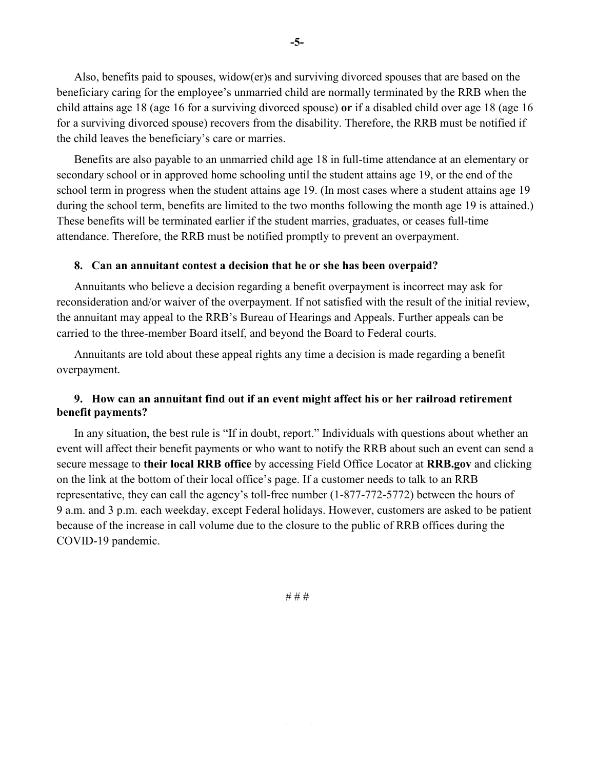Also, benefits paid to spouses, widow(er)s and surviving divorced spouses that are based on the beneficiary caring for the employee's unmarried child are normally terminated by the RRB when the child attains age 18 (age 16 for a surviving divorced spouse) **or** if a disabled child over age 18 (age 16 for a surviving divorced spouse) recovers from the disability. Therefore, the RRB must be notified if the child leaves the beneficiary's care or marries.

Benefits are also payable to an unmarried child age 18 in full-time attendance at an elementary or secondary school or in approved home schooling until the student attains age 19, or the end of the school term in progress when the student attains age 19. (In most cases where a student attains age 19 during the school term, benefits are limited to the two months following the month age 19 is attained.) These benefits will be terminated earlier if the student marries, graduates, or ceases full-time attendance. Therefore, the RRB must be notified promptly to prevent an overpayment.

**8. Can an annuitant contest a decision that he or she has been overpaid?**

Annuitants who believe a decision regarding a benefit overpayment is incorrect may ask for reconsideration and/or waiver of the overpayment. If not satisfied with the result of the initial review, the annuitant may appeal to the RRB's Bureau of Hearings and Appeals. Further appeals can be carried to the three-member Board itself, and beyond the Board to Federal courts.

Annuitants are told about these appeal rights any time a decision is made regarding a benefit overpayment.

**9. How can an annuitant find out if an event might affect his or her railroad retirement benefit payments?**

In any situation, the best rule is "If in doubt, report." Individuals with questions about whether an event will affect their benefit payments or who want to notify the RRB about such an event can send a secure message to **their local RRB office** by accessing Field Office Locator at **RRB.gov** and clicking on the link at the bottom of their local office's page. If a customer needs to talk to an RRB representative, they can call the agency's toll-free number (1-877-772-5772) between the hours of 9 a.m. and 3 p.m. each weekday, except Federal holidays. However, customers are asked to be patient because of the increase in call volume due to the closure to the public of RRB offices during the COVID-19 pandemic.

# # #